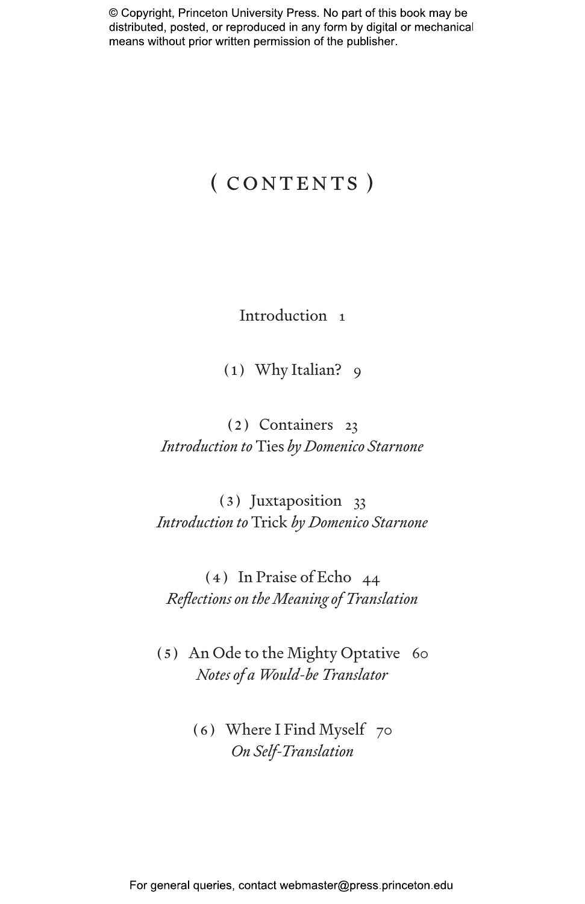# ( CONTENTS )

Introduction 1

(1) Why Italian? 9

(2) Containers 23
*Introduction to* Ties *by Domenico Starnone*

(3) Juxtaposition 33
*Introduction to* Trick *by Domenico Starnone*

(4) In Praise of Echo 44
*Reflections on the Meaning of Translation*

(5) An Ode to the Mighty Optative 60
*Notes of a Would-be Translator*

(6) Where I Find Myself 70
*On Self-Translation*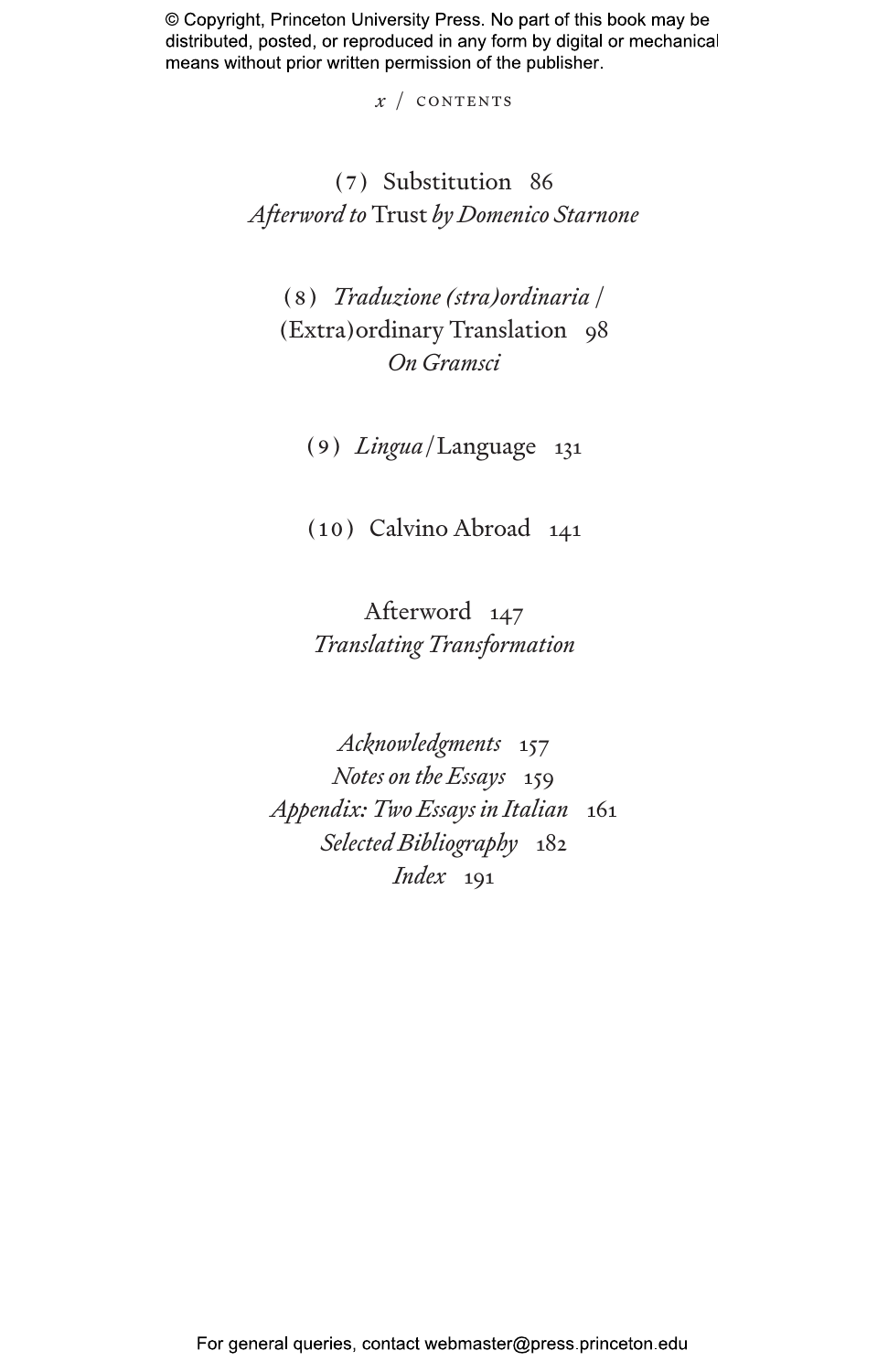(7) Substitution 86
*Afterword to* Trust *by Domenico Starnone*

(8) *Traduzione (stra)ordinaria* /
(Extra)ordinary Translation 98
*On Gramsci*

(9) *Lingua*/Language 131

(10) Calvino Abroad 141

Afterword 147
*Translating Transformation*

*Acknowledgments* 157
*Notes on the Essays* 159
*Appendix: Two Essays in Italian* 161
*Selected Bibliography* 182
*Index* 191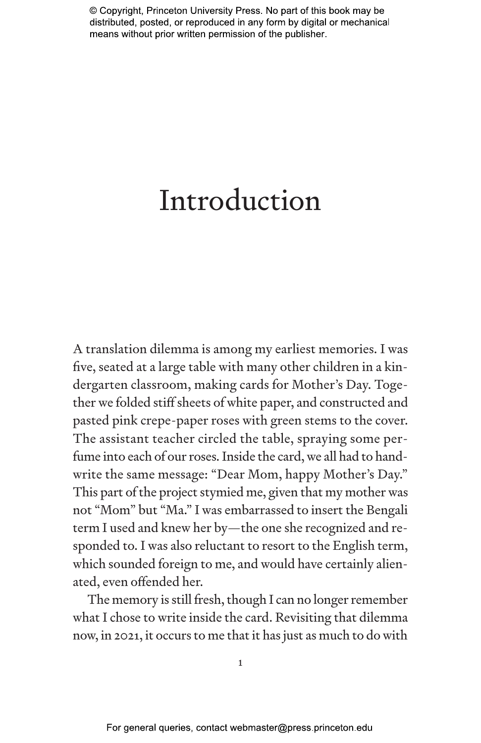# Introduction

A translation dilemma is among my earliest memories. I was five, seated at a large table with many other children in a kindergarten classroom, making cards for Mother's Day. Together we folded stiff sheets of white paper, and constructed and pasted pink crepe-paper roses with green stems to the cover. The assistant teacher circled the table, spraying some perfume into each of our roses. Inside the card, we all had to handwrite the same message: "Dear Mom, happy Mother's Day." This part of the project stymied me, given that my mother was not "Mom" but "Ma." I was embarrassed to insert the Bengali term I used and knew her by—the one she recognized and responded to. I was also reluctant to resort to the English term, which sounded foreign to me, and would have certainly alienated, even offended her.

The memory is still fresh, though I can no longer remember what I chose to write inside the card. Revisiting that dilemma now, in 2021, it occurs to me that it has just as much to do with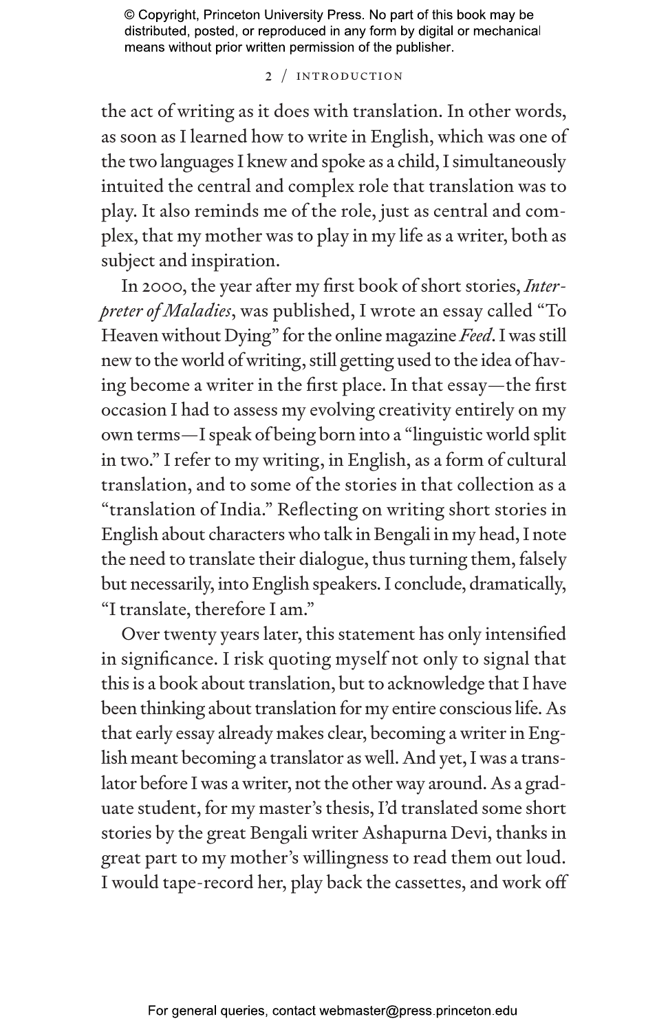the act of writing as it does with translation. In other words, as soon as I learned how to write in English, which was one of the two languages I knew and spoke as a child, I simultaneously intuited the central and complex role that translation was to play. It also reminds me of the role, just as central and complex, that my mother was to play in my life as a writer, both as subject and inspiration.

In 2000, the year after my first book of short stories, *Interpreter of Maladies*, was published, I wrote an essay called "To Heaven without Dying" for the online magazine *Feed*. I was still new to the world of writing, still getting used to the idea of having become a writer in the first place. In that essay—the first occasion I had to assess my evolving creativity entirely on my own terms—I speak of being born into a "linguistic world split in two." I refer to my writing, in English, as a form of cultural translation, and to some of the stories in that collection as a "translation of India." Reflecting on writing short stories in English about characters who talk in Bengali in my head, I note the need to translate their dialogue, thus turning them, falsely but necessarily, into English speakers. I conclude, dramatically, "I translate, therefore I am."

Over twenty years later, this statement has only intensified in significance. I risk quoting myself not only to signal that this is a book about translation, but to acknowledge that I have been thinking about translation for my entire conscious life. As that early essay already makes clear, becoming a writer in English meant becoming a translator as well. And yet, I was a translator before I was a writer, not the other way around. As a graduate student, for my master's thesis, I'd translated some short stories by the great Bengali writer Ashapurna Devi, thanks in great part to my mother's willingness to read them out loud. I would tape-record her, play back the cassettes, and work off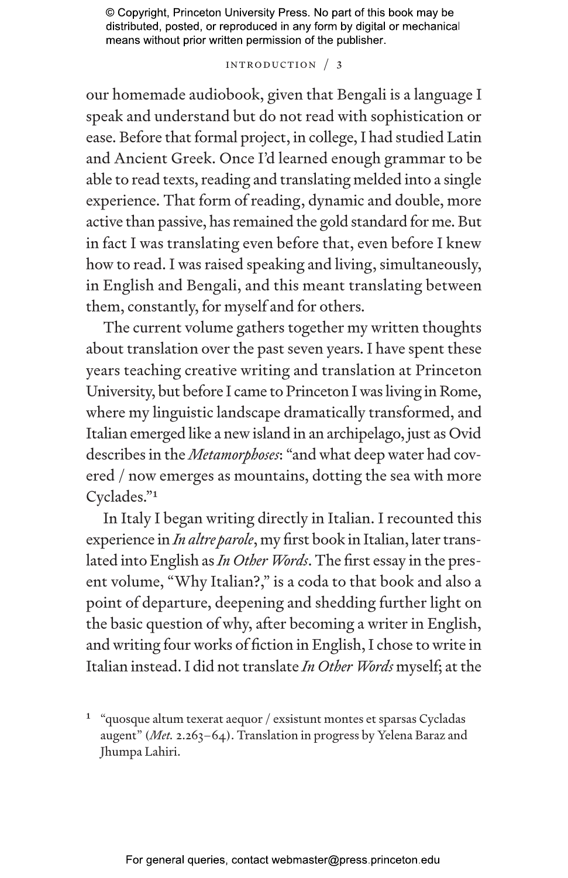our homemade audiobook, given that Bengali is a language I speak and understand but do not read with sophistication or ease. Before that formal project, in college, I had studied Latin and Ancient Greek. Once I'd learned enough grammar to be able to read texts, reading and translating melded into a single experience. That form of reading, dynamic and double, more active than passive, has remained the gold standard for me. But in fact I was translating even before that, even before I knew how to read. I was raised speaking and living, simultaneously, in English and Bengali, and this meant translating between them, constantly, for myself and for others.

The current volume gathers together my written thoughts about translation over the past seven years. I have spent these years teaching creative writing and translation at Princeton University, but before I came to Princeton I was living in Rome, where my linguistic landscape dramatically transformed, and Italian emerged like a new island in an archipelago, just as Ovid describes in the *Metamorphoses*: "and what deep water had covered / now emerges as mountains, dotting the sea with more Cyclades."[1]

In Italy I began writing directly in Italian. I recounted this experience in *In altre parole*, my first book in Italian, later translated into English as *In Other Words*. The first essay in the present volume, "Why Italian?," is a coda to that book and also a point of departure, deepening and shedding further light on the basic question of why, after becoming a writer in English, and writing four works of fiction in English, I chose to write in Italian instead. I did not translate *In Other Words* myself; at the

[1] "quosque altum texerat aequor / exsistunt montes et sparsas Cycladas augent" (*Met.* 2.263–64). Translation in progress by Yelena Baraz and Jhumpa Lahiri.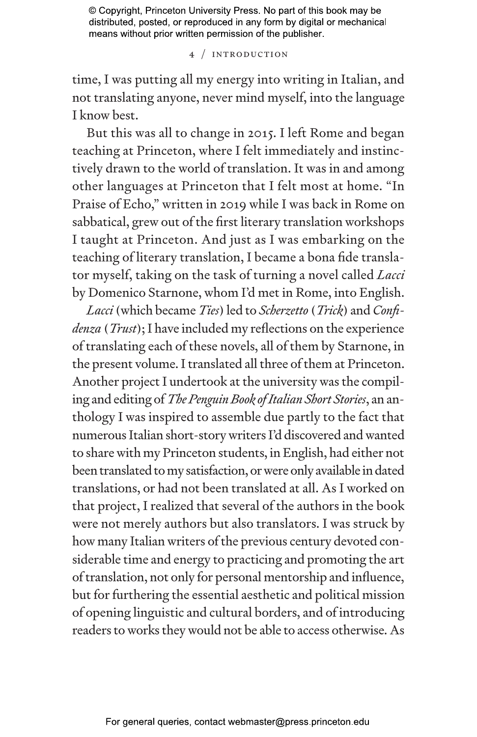time, I was putting all my energy into writing in Italian, and not translating anyone, never mind myself, into the language I know best.

But this was all to change in 2015. I left Rome and began teaching at Princeton, where I felt immediately and instinctively drawn to the world of translation. It was in and among other languages at Princeton that I felt most at home. "In Praise of Echo," written in 2019 while I was back in Rome on sabbatical, grew out of the first literary translation workshops I taught at Princeton. And just as I was embarking on the teaching of literary translation, I became a bona fide translator myself, taking on the task of turning a novel called *Lacci* by Domenico Starnone, whom I'd met in Rome, into English.

*Lacci* (which became *Ties*) led to *Scherzetto* (*Trick*) and *Confidenza* (*Trust*); I have included my reflections on the experience of translating each of these novels, all of them by Starnone, in the present volume. I translated all three of them at Princeton. Another project I undertook at the university was the compiling and editing of *The Penguin Book of Italian Short Stories*, an anthology I was inspired to assemble due partly to the fact that numerous Italian short-story writers I'd discovered and wanted to share with my Princeton students, in English, had either not been translated to my satisfaction, or were only available in dated translations, or had not been translated at all. As I worked on that project, I realized that several of the authors in the book were not merely authors but also translators. I was struck by how many Italian writers of the previous century devoted considerable time and energy to practicing and promoting the art of translation, not only for personal mentorship and influence, but for furthering the essential aesthetic and political mission of opening linguistic and cultural borders, and of introducing readers to works they would not be able to access otherwise. As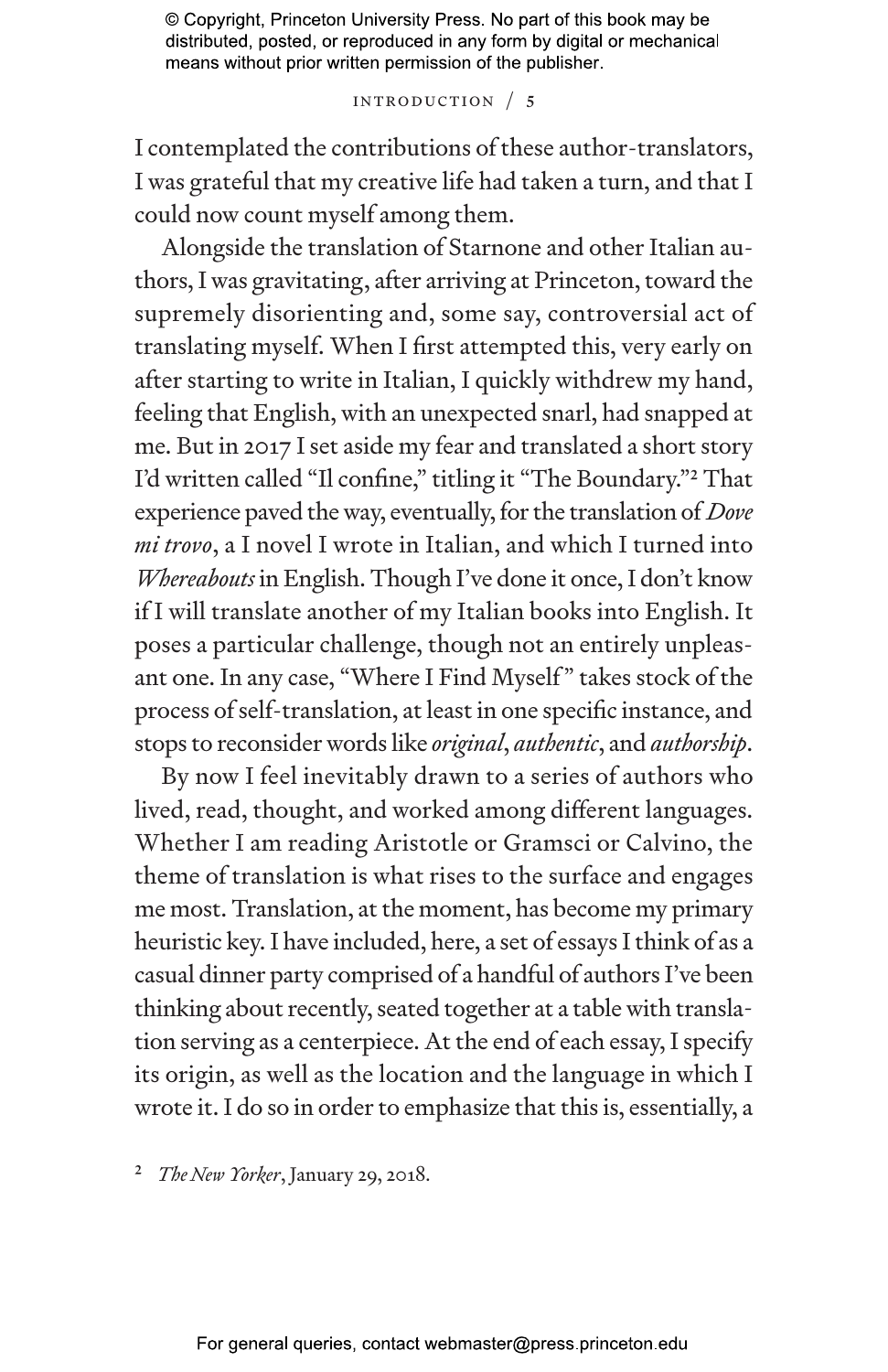I contemplated the contributions of these author-translators, I was grateful that my creative life had taken a turn, and that I could now count myself among them.

Alongside the translation of Starnone and other Italian authors, I was gravitating, after arriving at Princeton, toward the supremely disorienting and, some say, controversial act of translating myself. When I first attempted this, very early on after starting to write in Italian, I quickly withdrew my hand, feeling that English, with an unexpected snarl, had snapped at me. But in 2017 I set aside my fear and translated a short story I'd written called "Il confine," titling it "The Boundary."[2] That experience paved the way, eventually, for the translation of *Dove mi trovo*, a I novel I wrote in Italian, and which I turned into *Whereabouts* in English. Though I've done it once, I don't know if I will translate another of my Italian books into English. It poses a particular challenge, though not an entirely unpleasant one. In any case, "Where I Find Myself" takes stock of the process of self-translation, at least in one specific instance, and stops to reconsider words like *original*, *authentic*, and *authorship*.

By now I feel inevitably drawn to a series of authors who lived, read, thought, and worked among different languages. Whether I am reading Aristotle or Gramsci or Calvino, the theme of translation is what rises to the surface and engages me most. Translation, at the moment, has become my primary heuristic key. I have included, here, a set of essays I think of as a casual dinner party comprised of a handful of authors I've been thinking about recently, seated together at a table with translation serving as a centerpiece. At the end of each essay, I specify its origin, as well as the location and the language in which I wrote it. I do so in order to emphasize that this is, essentially, a

[2] *The New Yorker*, January 29, 2018.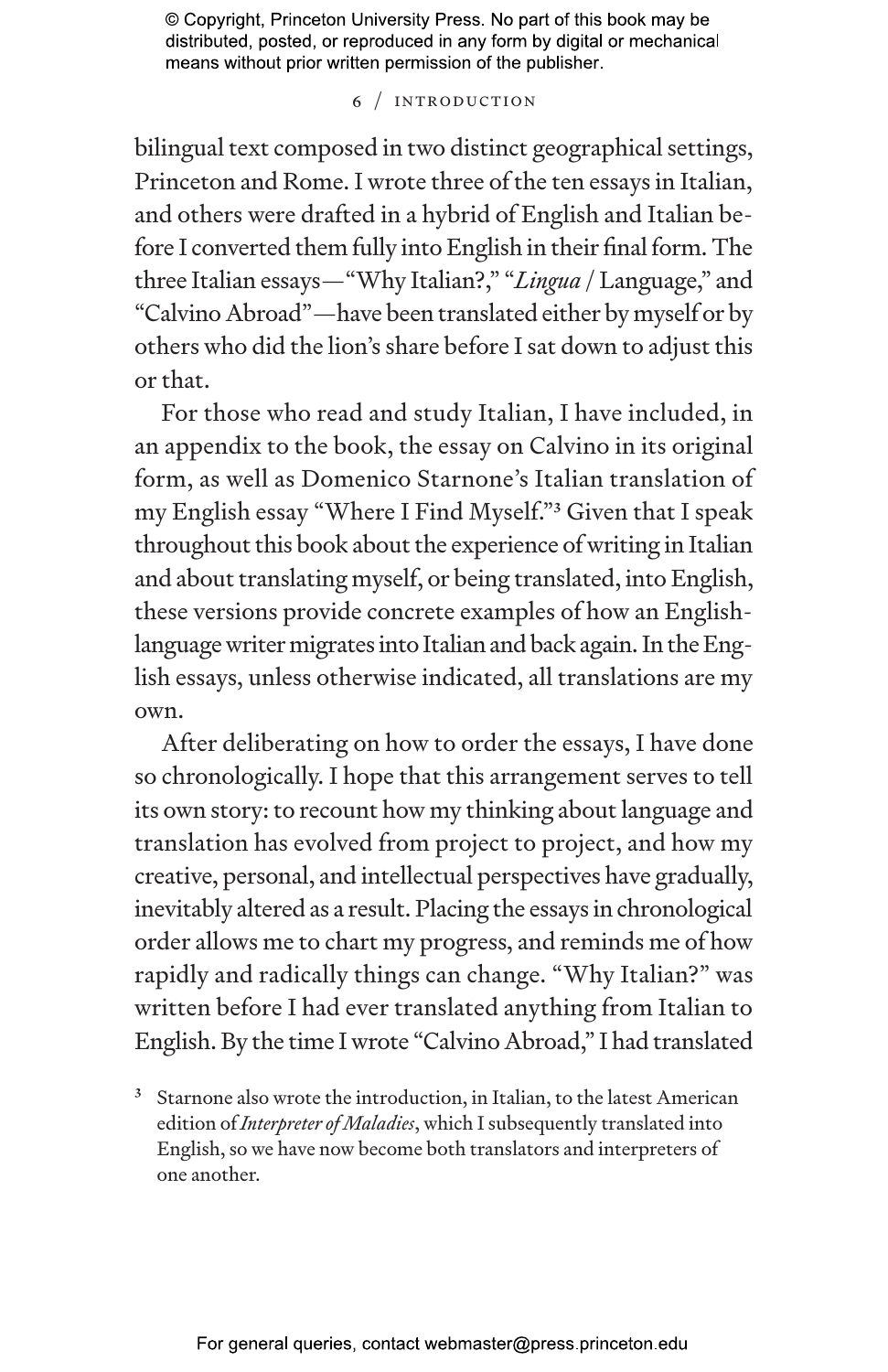bilingual text composed in two distinct geographical settings, Princeton and Rome. I wrote three of the ten essays in Italian, and others were drafted in a hybrid of English and Italian before I converted them fully into English in their final form. The three Italian essays—"Why Italian?," "*Lingua* / Language," and "Calvino Abroad"—have been translated either by myself or by others who did the lion's share before I sat down to adjust this or that.

For those who read and study Italian, I have included, in an appendix to the book, the essay on Calvino in its original form, as well as Domenico Starnone's Italian translation of my English essay "Where I Find Myself."[3] Given that I speak throughout this book about the experience of writing in Italian and about translating myself, or being translated, into English, these versions provide concrete examples of how an English-language writer migrates into Italian and back again. In the English essays, unless otherwise indicated, all translations are my own.

After deliberating on how to order the essays, I have done so chronologically. I hope that this arrangement serves to tell its own story: to recount how my thinking about language and translation has evolved from project to project, and how my creative, personal, and intellectual perspectives have gradually, inevitably altered as a result. Placing the essays in chronological order allows me to chart my progress, and reminds me of how rapidly and radically things can change. "Why Italian?" was written before I had ever translated anything from Italian to English. By the time I wrote "Calvino Abroad," I had translated

[3] Starnone also wrote the introduction, in Italian, to the latest American edition of *Interpreter of Maladies*, which I subsequently translated into English, so we have now become both translators and interpreters of one another.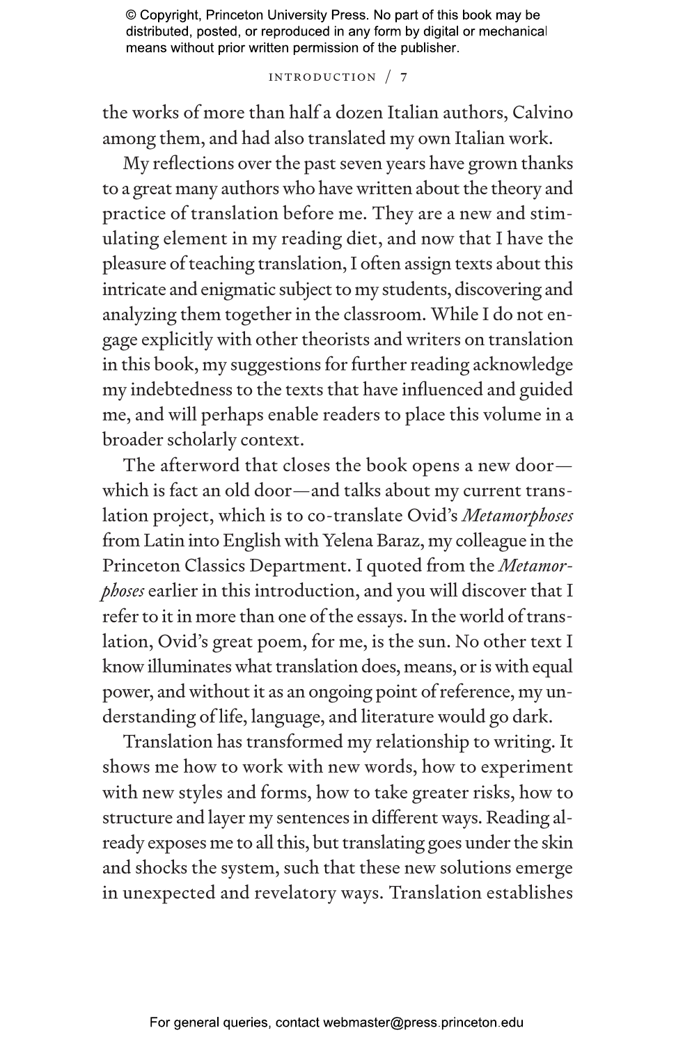the works of more than half a dozen Italian authors, Calvino among them, and had also translated my own Italian work.

My reflections over the past seven years have grown thanks to a great many authors who have written about the theory and practice of translation before me. They are a new and stimulating element in my reading diet, and now that I have the pleasure of teaching translation, I often assign texts about this intricate and enigmatic subject to my students, discovering and analyzing them together in the classroom. While I do not engage explicitly with other theorists and writers on translation in this book, my suggestions for further reading acknowledge my indebtedness to the texts that have influenced and guided me, and will perhaps enable readers to place this volume in a broader scholarly context.

The afterword that closes the book opens a new door—which is fact an old door—and talks about my current translation project, which is to co-translate Ovid's *Metamorphoses* from Latin into English with Yelena Baraz, my colleague in the Princeton Classics Department. I quoted from the *Metamorphoses* earlier in this introduction, and you will discover that I refer to it in more than one of the essays. In the world of translation, Ovid's great poem, for me, is the sun. No other text I know illuminates what translation does, means, or is with equal power, and without it as an ongoing point of reference, my understanding of life, language, and literature would go dark.

Translation has transformed my relationship to writing. It shows me how to work with new words, how to experiment with new styles and forms, how to take greater risks, how to structure and layer my sentences in different ways. Reading already exposes me to all this, but translating goes under the skin and shocks the system, such that these new solutions emerge in unexpected and revelatory ways. Translation establishes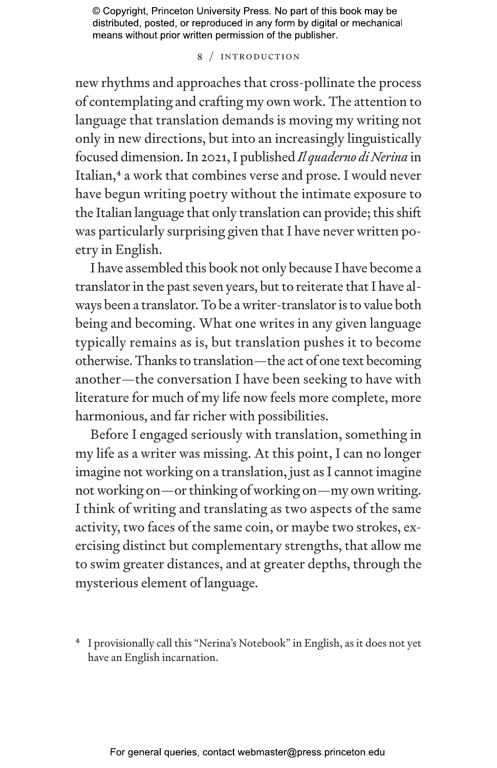new rhythms and approaches that cross-pollinate the process of contemplating and crafting my own work. The attention to language that translation demands is moving my writing not only in new directions, but into an increasingly linguistically focused dimension. In 2021, I published *Il quaderno di Nerina* in Italian,[4] a work that combines verse and prose. I would never have begun writing poetry without the intimate exposure to the Italian language that only translation can provide; this shift was particularly surprising given that I have never written poetry in English.

I have assembled this book not only because I have become a translator in the past seven years, but to reiterate that I have always been a translator. To be a writer-translator is to value both being and becoming. What one writes in any given language typically remains as is, but translation pushes it to become otherwise. Thanks to translation—the act of one text becoming another—the conversation I have been seeking to have with literature for much of my life now feels more complete, more harmonious, and far richer with possibilities.

Before I engaged seriously with translation, something in my life as a writer was missing. At this point, I can no longer imagine not working on a translation, just as I cannot imagine not working on—or thinking of working on—my own writing. I think of writing and translating as two aspects of the same activity, two faces of the same coin, or maybe two strokes, exercising distinct but complementary strengths, that allow me to swim greater distances, and at greater depths, through the mysterious element of language.

[4] I provisionally call this "Nerina's Notebook" in English, as it does not yet have an English incarnation.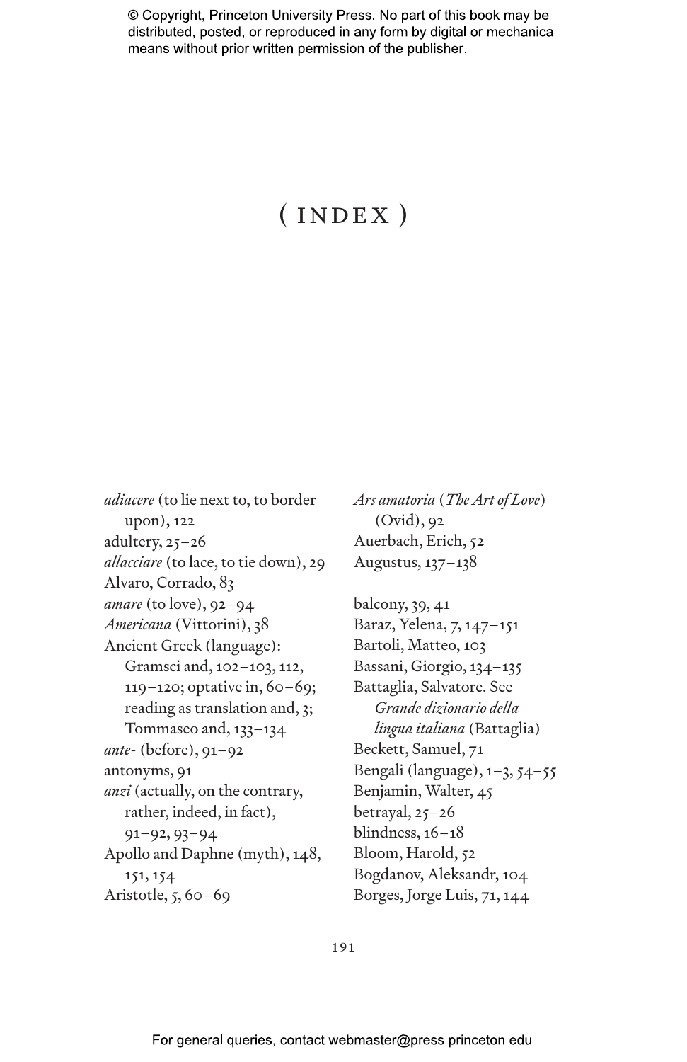# ( INDEX )

*adiacere* (to lie next to, to border upon), 122
adultery, 25–26
*allacciare* (to lace, to tie down), 29
Alvaro, Corrado, 83
*amare* (to love), 92–94
*Americana* (Vittorini), 38
Ancient Greek (language): Gramsci and, 102–103, 112, 119–120; optative in, 60–69; reading as translation and, 3; Tommaseo and, 133–134
*ante-* (before), 91–92
antonyms, 91
*anzi* (actually, on the contrary, rather, indeed, in fact), 91–92, 93–94
Apollo and Daphne (myth), 148, 151, 154
Aristotle, 5, 60–69
*Ars amatoria* (*The Art of Love*) (Ovid), 92
Auerbach, Erich, 52
Augustus, 137–138

balcony, 39, 41
Baraz, Yelena, 7, 147–151
Bartoli, Matteo, 103
Bassani, Giorgio, 134–135
Battaglia, Salvatore. See *Grande dizionario della lingua italiana* (Battaglia)
Beckett, Samuel, 71
Bengali (language), 1–3, 54–55
Benjamin, Walter, 45
betrayal, 25–26
blindness, 16–18
Bloom, Harold, 52
Bogdanov, Aleksandr, 104
Borges, Jorge Luis, 71, 144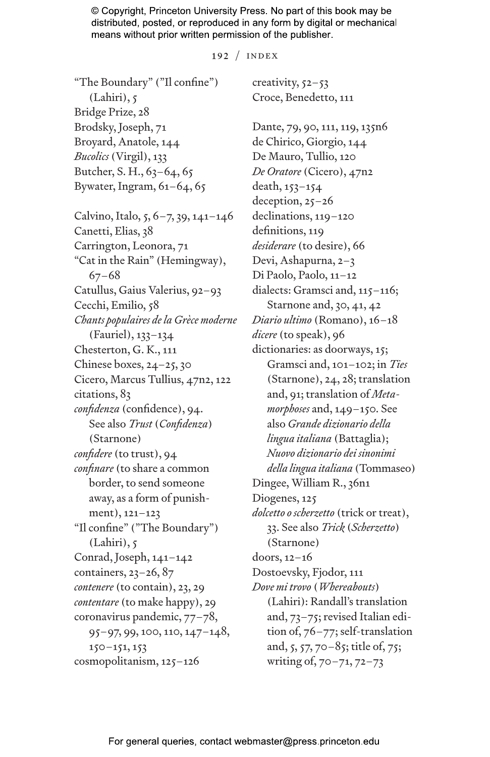“The Boundary” (”Il confine”) (Lahiri), 5
Bridge Prize, 28
Brodsky, Joseph, 71
Broyard, Anatole, 144
*Bucolics* (Virgil), 133
Butcher, S. H., 63–64, 65
Bywater, Ingram, 61–64, 65

Calvino, Italo, 5, 6–7, 39, 141–146
Canetti, Elias, 38
Carrington, Leonora, 71
“Cat in the Rain” (Hemingway), 67–68
Catullus, Gaius Valerius, 92–93
Cecchi, Emilio, 58
*Chants populaires de la Grèce moderne* (Fauriel), 133–134
Chesterton, G. K., 111
Chinese boxes, 24–25, 30
Cicero, Marcus Tullius, 47n2, 122
citations, 83
*confidenza* (confidence), 94. See also *Trust* (*Confidenza*) (Starnone)
*confidere* (to trust), 94
*confinare* (to share a common border, to send someone away, as a form of punishment), 121–123
“Il confine” (”The Boundary”) (Lahiri), 5
Conrad, Joseph, 141–142
containers, 23–26, 87
*contenere* (to contain), 23, 29
*contentare* (to make happy), 29
coronavirus pandemic, 77–78, 95–97, 99, 100, 110, 147–148, 150–151, 153
cosmopolitanism, 125–126
creativity, 52–53
Croce, Benedetto, 111

Dante, 79, 90, 111, 119, 135n6
de Chirico, Giorgio, 144
De Mauro, Tullio, 120
*De Oratore* (Cicero), 47n2
death, 153–154
deception, 25–26
declinations, 119–120
definitions, 119
*desiderare* (to desire), 66
Devi, Ashapurna, 2–3
Di Paolo, Paolo, 11–12
dialects: Gramsci and, 115–116; Starnone and, 30, 41, 42
*Diario ultimo* (Romano), 16–18
*dicere* (to speak), 96
dictionaries: as doorways, 15; Gramsci and, 101–102; in *Ties* (Starnone), 24, 28; translation and, 91; translation of *Metamorphoses* and, 149–150. See also *Grande dizionario della lingua italiana* (Battaglia); *Nuovo dizionario dei sinonimi della lingua italiana* (Tommaseo)
Dingee, William R., 36n1
Diogenes, 125
*dolcetto o scherzetto* (trick or treat), 33. See also *Trick* (*Scherzetto*) (Starnone)
doors, 12–16
Dostoevsky, Fjodor, 111
*Dove mi trovo* (*Whereabouts*) (Lahiri): Randall’s translation and, 73–75; revised Italian edition of, 76–77; self-translation and, 5, 57, 70–85; title of, 75; writing of, 70–71, 72–73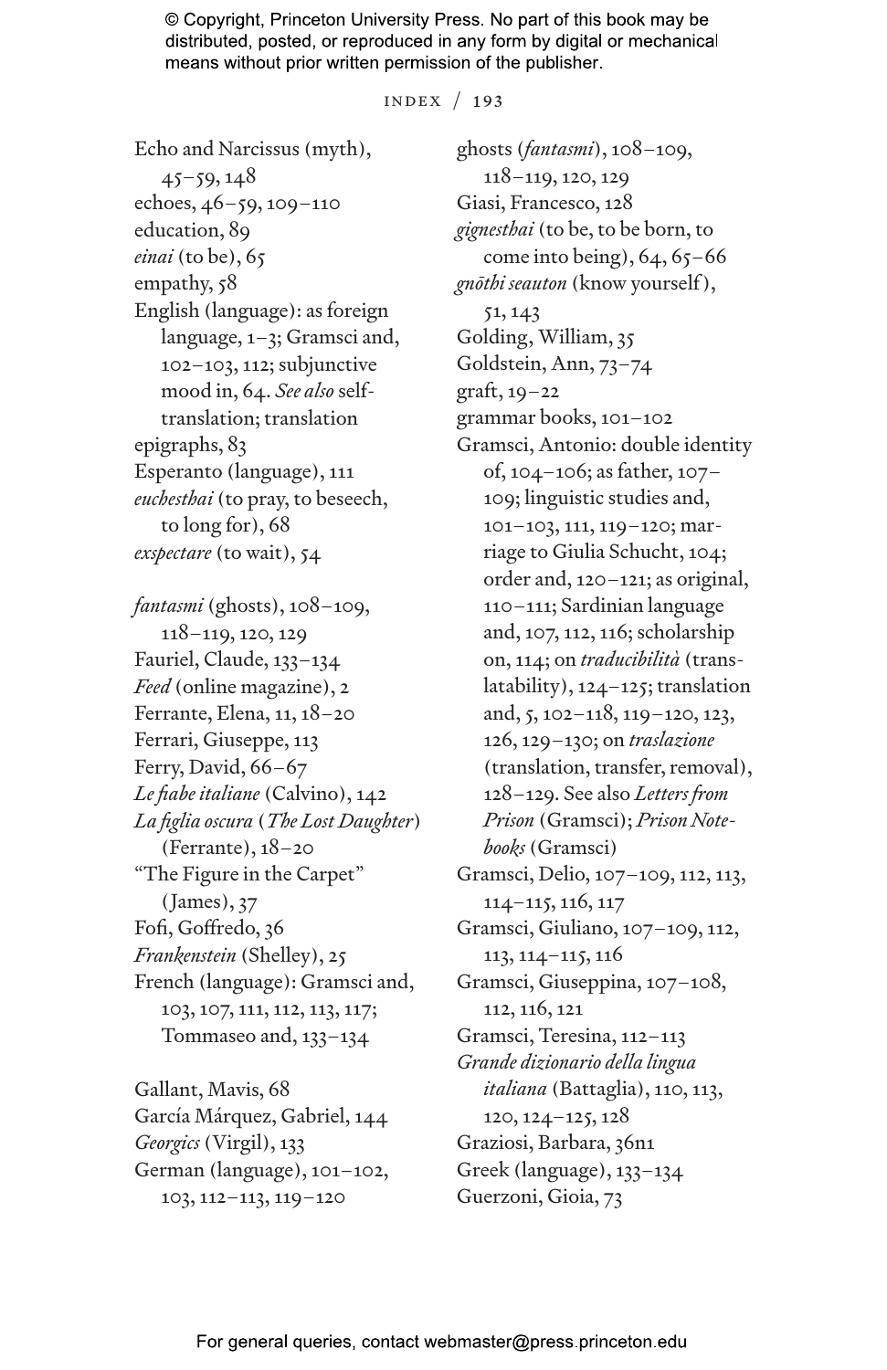Echo and Narcissus (myth), 45–59, 148
echoes, 46–59, 109–110
education, 89
*einai* (to be), 65
empathy, 58
English (language): as foreign language, 1–3; Gramsci and, 102–103, 112; subjunctive mood in, 64. *See also* self-translation; translation
epigraphs, 83
Esperanto (language), 111
*euchesthai* (to pray, to beseech, to long for), 68
*exspectare* (to wait), 54

*fantasmi* (ghosts), 108–109, 118–119, 120, 129
Fauriel, Claude, 133–134
*Feed* (online magazine), 2
Ferrante, Elena, 11, 18–20
Ferrari, Giuseppe, 113
Ferry, David, 66–67
*Le fiabe italiane* (Calvino), 142
*La figlia oscura* (*The Lost Daughter*) (Ferrante), 18–20
"The Figure in the Carpet" (James), 37
Fofi, Goffredo, 36
*Frankenstein* (Shelley), 25
French (language): Gramsci and, 103, 107, 111, 112, 113, 117; Tommaseo and, 133–134

Gallant, Mavis, 68
García Márquez, Gabriel, 144
*Georgics* (Virgil), 133
German (language), 101–102, 103, 112–113, 119–120
ghosts (*fantasmi*), 108–109, 118–119, 120, 129
Giasi, Francesco, 128
*gignesthai* (to be, to be born, to come into being), 64, 65–66
*gnōthi seauton* (know yourself), 51, 143
Golding, William, 35
Goldstein, Ann, 73–74
graft, 19–22
grammar books, 101–102
Gramsci, Antonio: double identity of, 104–106; as father, 107–109; linguistic studies and, 101–103, 111, 119–120; marriage to Giulia Schucht, 104; order and, 120–121; as original, 110–111; Sardinian language and, 107, 112, 116; scholarship on, 114; on *traducibilità* (translatability), 124–125; translation and, 5, 102–118, 119–120, 123, 126, 129–130; on *traslazione* (translation, transfer, removal), 128–129. See also *Letters from Prison* (Gramsci); *Prison Notebooks* (Gramsci)
Gramsci, Delio, 107–109, 112, 113, 114–115, 116, 117
Gramsci, Giuliano, 107–109, 112, 113, 114–115, 116
Gramsci, Giuseppina, 107–108, 112, 116, 121
Gramsci, Teresina, 112–113
*Grande dizionario della lingua italiana* (Battaglia), 110, 113, 120, 124–125, 128
Graziosi, Barbara, 36n1
Greek (language), 133–134
Guerzoni, Gioia, 73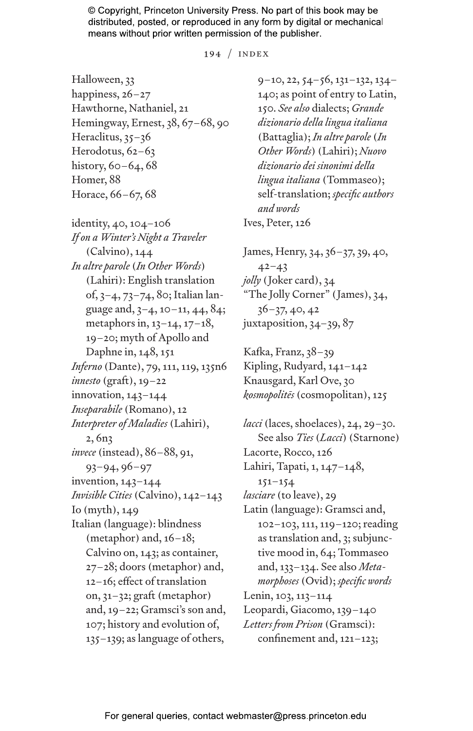Halloween, 33
happiness, 26–27
Hawthorne, Nathaniel, 21
Hemingway, Ernest, 38, 67–68, 90
Heraclitus, 35–36
Herodotus, 62–63
history, 60–64, 68
Homer, 88
Horace, 66–67, 68

identity, 40, 104–106
*If on a Winter's Night a Traveler* (Calvino), 144
*In altre parole* (*In Other Words*) (Lahiri): English translation of, 3–4, 73–74, 80; Italian language and, 3–4, 10–11, 44, 84; metaphors in, 13–14, 17–18, 19–20; myth of Apollo and Daphne in, 148, 151
*Inferno* (Dante), 79, 111, 119, 135n6
*innesto* (graft), 19–22
innovation, 143–144
*Inseparabile* (Romano), 12
*Interpreter of Maladies* (Lahiri), 2, 6n3
*invece* (instead), 86–88, 91, 93–94, 96–97
invention, 143–144
*Invisible Cities* (Calvino), 142–143
Io (myth), 149
Italian (language): blindness (metaphor) and, 16–18; Calvino on, 143; as container, 27–28; doors (metaphor) and, 12–16; effect of translation on, 31–32; graft (metaphor) and, 19–22; Gramsci's son and, 107; history and evolution of, 135–139; as language of others, 9–10, 22, 54–56, 131–132, 134–140; as point of entry to Latin, 150. *See also* dialects; *Grande dizionario della lingua italiana* (Battaglia); *In altre parole* (*In Other Words*) (Lahiri); *Nuovo dizionario dei sinonimi della lingua italiana* (Tommaseo); self-translation; *specific authors and words*
Ives, Peter, 126

James, Henry, 34, 36–37, 39, 40, 42–43
*jolly* (Joker card), 34
"The Jolly Corner" (James), 34, 36–37, 40, 42
juxtaposition, 34–39, 87

Kafka, Franz, 38–39
Kipling, Rudyard, 141–142
Knausgard, Karl Ove, 30
*kosmopolitēs* (cosmopolitan), 125

*lacci* (laces, shoelaces), 24, 29–30. See also *Ties* (*Lacci*) (Starnone)
Lacorte, Rocco, 126
Lahiri, Tapati, 1, 147–148, 151–154
*lasciare* (to leave), 29
Latin (language): Gramsci and, 102–103, 111, 119–120; reading as translation and, 3; subjunctive mood in, 64; Tommaseo and, 133–134. See also *Metamorphoses* (Ovid); *specific words*
Lenin, 103, 113–114
Leopardi, Giacomo, 139–140
*Letters from Prison* (Gramsci): confinement and, 121–123;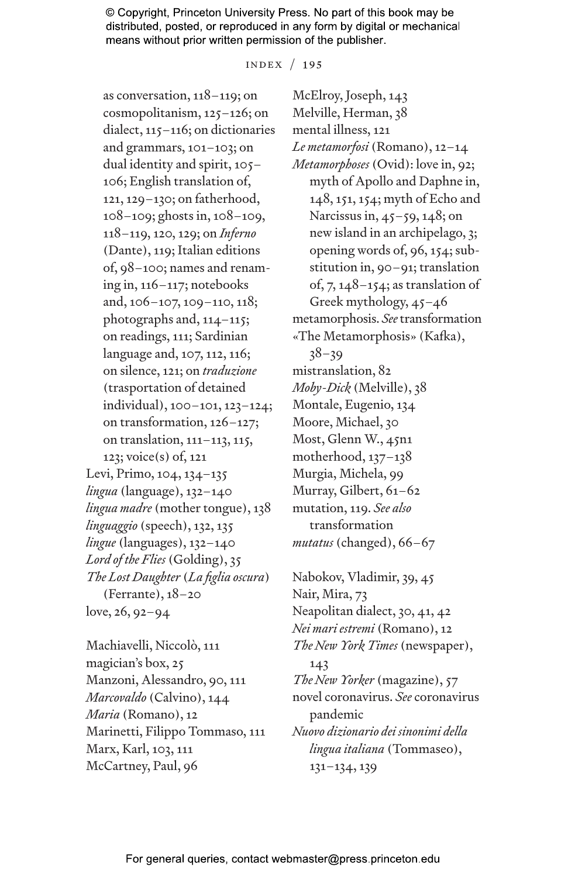as conversation, 118–119; on cosmopolitanism, 125–126; on dialect, 115–116; on dictionaries and grammars, 101–103; on dual identity and spirit, 105–106; English translation of, 121, 129–130; on fatherhood, 108–109; ghosts in, 108–109, 118–119, 120, 129; on *Inferno* (Dante), 119; Italian editions of, 98–100; names and renaming in, 116–117; notebooks and, 106–107, 109–110, 118; photographs and, 114–115; on readings, 111; Sardinian language and, 107, 112, 116; on silence, 121; on *traduzione* (trasportation of detained individual), 100–101, 123–124; on transformation, 126–127; on translation, 111–113, 115, 123; voice(s) of, 121

Levi, Primo, 104, 134–135

*lingua* (language), 132–140

*lingua madre* (mother tongue), 138

*linguaggio* (speech), 132, 135

*lingue* (languages), 132–140

*Lord of the Flies* (Golding), 35

*The Lost Daughter* (*La figlia oscura*) (Ferrante), 18–20

love, 26, 92–94

Machiavelli, Niccolò, 111

magician's box, 25

Manzoni, Alessandro, 90, 111

*Marcovaldo* (Calvino), 144

*Maria* (Romano), 12

Marinetti, Filippo Tommaso, 111

Marx, Karl, 103, 111

McCartney, Paul, 96

McElroy, Joseph, 143

Melville, Herman, 38

mental illness, 121

*Le metamorfosi* (Romano), 12–14

*Metamorphoses* (Ovid): love in, 92; myth of Apollo and Daphne in, 148, 151, 154; myth of Echo and Narcissus in, 45–59, 148; on new island in an archipelago, 3; opening words of, 96, 154; substitution in, 90–91; translation of, 7, 148–154; as translation of Greek mythology, 45–46

metamorphosis. *See* transformation

«The Metamorphosis» (Kafka), 38–39

mistranslation, 82

*Moby-Dick* (Melville), 38

Montale, Eugenio, 134

Moore, Michael, 30

Most, Glenn W., 45n1

motherhood, 137–138

Murgia, Michela, 99

Murray, Gilbert, 61–62

mutation, 119. *See also* transformation

*mutatus* (changed), 66–67

Nabokov, Vladimir, 39, 45

Nair, Mira, 73

Neapolitan dialect, 30, 41, 42

*Nei mari estremi* (Romano), 12

*The New York Times* (newspaper), 143

*The New Yorker* (magazine), 57

novel coronavirus. *See* coronavirus pandemic

*Nuovo dizionario dei sinonimi della lingua italiana* (Tommaseo), 131–134, 139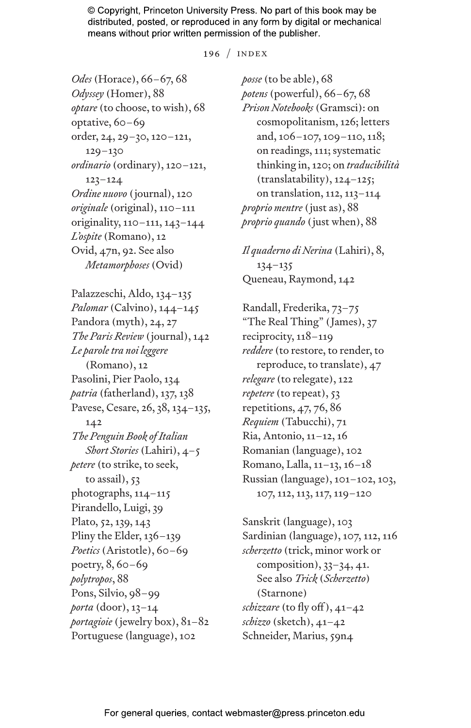*Odes* (Horace), 66–67, 68
*Odyssey* (Homer), 88
*optare* (to choose, to wish), 68
optative, 60–69
order, 24, 29–30, 120–121, 129–130
*ordinario* (ordinary), 120–121, 123–124
*Ordine nuovo* (journal), 120
*originale* (original), 110–111
originality, 110–111, 143–144
*L'ospite* (Romano), 12
Ovid, 47n, 92. See also *Metamorphoses* (Ovid)

Palazzeschi, Aldo, 134–135
*Palomar* (Calvino), 144–145
Pandora (myth), 24, 27
*The Paris Review* (journal), 142
*Le parole tra noi leggere* (Romano), 12
Pasolini, Pier Paolo, 134
*patria* (fatherland), 137, 138
Pavese, Cesare, 26, 38, 134–135, 142
*The Penguin Book of Italian Short Stories* (Lahiri), 4–5
*petere* (to strike, to seek, to assail), 53
photographs, 114–115
Pirandello, Luigi, 39
Plato, 52, 139, 143
Pliny the Elder, 136–139
*Poetics* (Aristotle), 60–69
poetry, 8, 60–69
*polytropos*, 88
Pons, Silvio, 98–99
*porta* (door), 13–14
*portagioie* (jewelry box), 81–82
Portuguese (language), 102
*posse* (to be able), 68
*potens* (powerful), 66–67, 68
*Prison Notebooks* (Gramsci): on cosmopolitanism, 126; letters and, 106–107, 109–110, 118; on readings, 111; systematic thinking in, 120; on *traducibilità* (translatability), 124–125; on translation, 112, 113–114
*proprio mentre* (just as), 88
*proprio quando* (just when), 88

*Il quaderno di Nerina* (Lahiri), 8, 134–135
Queneau, Raymond, 142

Randall, Frederika, 73–75
"The Real Thing" (James), 37
reciprocity, 118–119
*reddere* (to restore, to render, to reproduce, to translate), 47
*relegare* (to relegate), 122
*repetere* (to repeat), 53
repetitions, 47, 76, 86
*Requiem* (Tabucchi), 71
Ria, Antonio, 11–12, 16
Romanian (language), 102
Romano, Lalla, 11–13, 16–18
Russian (language), 101–102, 103, 107, 112, 113, 117, 119–120

Sanskrit (language), 103
Sardinian (language), 107, 112, 116
*scherzetto* (trick, minor work or composition), 33–34, 41. See also *Trick* (*Scherzetto*) (Starnone)
*schizzare* (to fly off), 41–42
*schizzo* (sketch), 41–42
Schneider, Marius, 59n4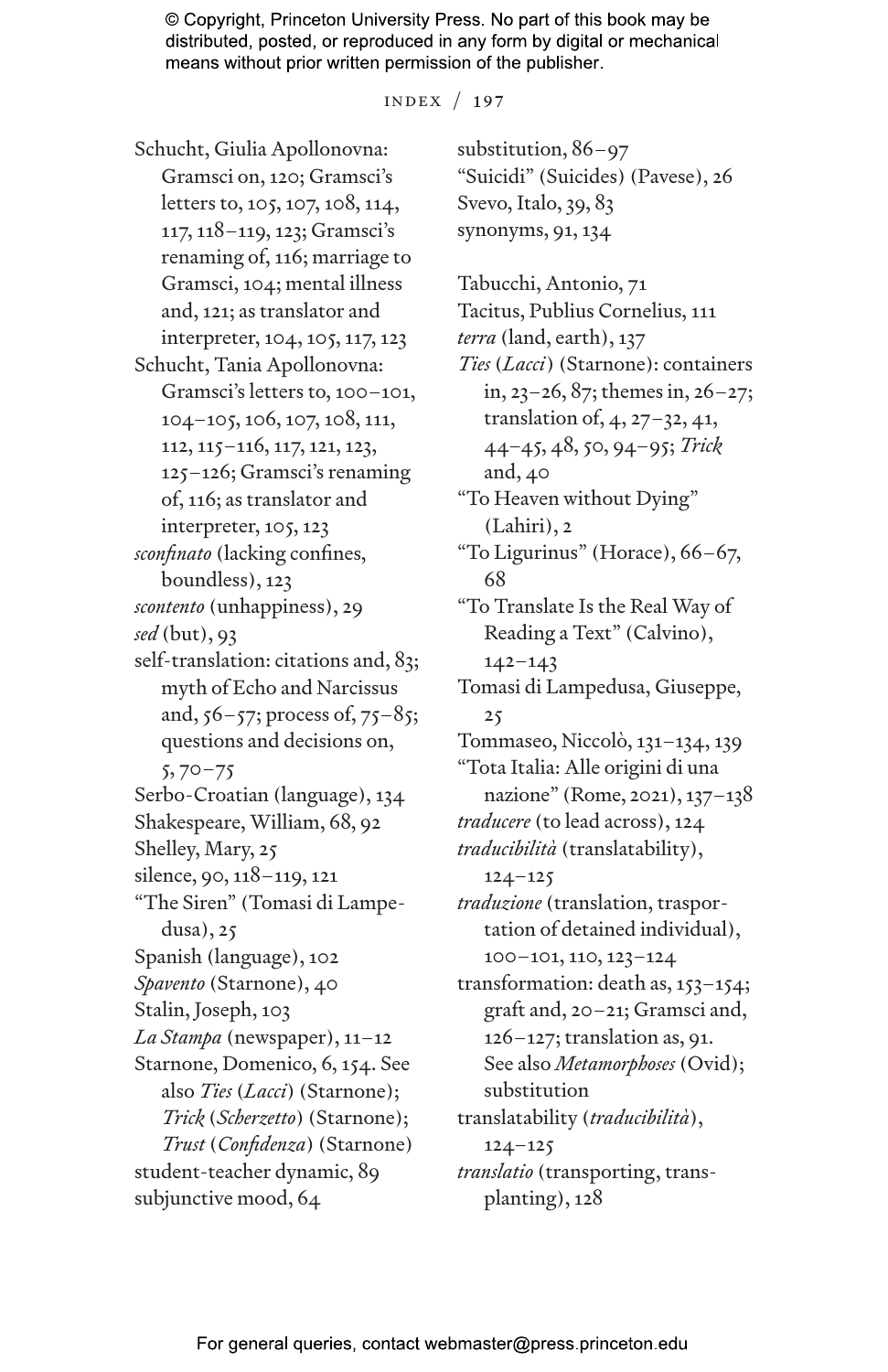Schucht, Giulia Apollonovna: Gramsci on, 120; Gramsci's letters to, 105, 107, 108, 114, 117, 118–119, 123; Gramsci's renaming of, 116; marriage to Gramsci, 104; mental illness and, 121; as translator and interpreter, 104, 105, 117, 123

Schucht, Tania Apollonovna: Gramsci's letters to, 100–101, 104–105, 106, 107, 108, 111, 112, 115–116, 117, 121, 123, 125–126; Gramsci's renaming of, 116; as translator and interpreter, 105, 123

*sconfinato* (lacking confines, boundless), 123

*scontento* (unhappiness), 29

*sed* (but), 93

self-translation: citations and, 83; myth of Echo and Narcissus and, 56–57; process of, 75–85; questions and decisions on, 5, 70–75

Serbo-Croatian (language), 134

Shakespeare, William, 68, 92

Shelley, Mary, 25

silence, 90, 118–119, 121

"The Siren" (Tomasi di Lampedusa), 25

Spanish (language), 102

*Spavento* (Starnone), 40

Stalin, Joseph, 103

*La Stampa* (newspaper), 11–12

Starnone, Domenico, 6, 154. See also *Ties* (*Lacci*) (Starnone); *Trick* (*Scherzetto*) (Starnone); *Trust* (*Confidenza*) (Starnone)

student-teacher dynamic, 89

subjunctive mood, 64

substitution, 86–97

"Suicidi" (Suicides) (Pavese), 26

Svevo, Italo, 39, 83

synonyms, 91, 134

Tabucchi, Antonio, 71

Tacitus, Publius Cornelius, 111

*terra* (land, earth), 137

*Ties* (*Lacci*) (Starnone): containers in, 23–26, 87; themes in, 26–27; translation of, 4, 27–32, 41, 44–45, 48, 50, 94–95; *Trick* and, 40

"To Heaven without Dying" (Lahiri), 2

"To Ligurinus" (Horace), 66–67, 68

"To Translate Is the Real Way of Reading a Text" (Calvino), 142–143

Tomasi di Lampedusa, Giuseppe, 25

Tommaseo, Niccolò, 131–134, 139

"Tota Italia: Alle origini di una nazione" (Rome, 2021), 137–138

*traducere* (to lead across), 124

*traducibilità* (translatability), 124–125

*traduzione* (translation, trasportation of detained individual), 100–101, 110, 123–124

transformation: death as, 153–154; graft and, 20–21; Gramsci and, 126–127; translation as, 91. See also *Metamorphoses* (Ovid); substitution

translatability (*traducibilità*), 124–125

*translatio* (transporting, transplanting), 128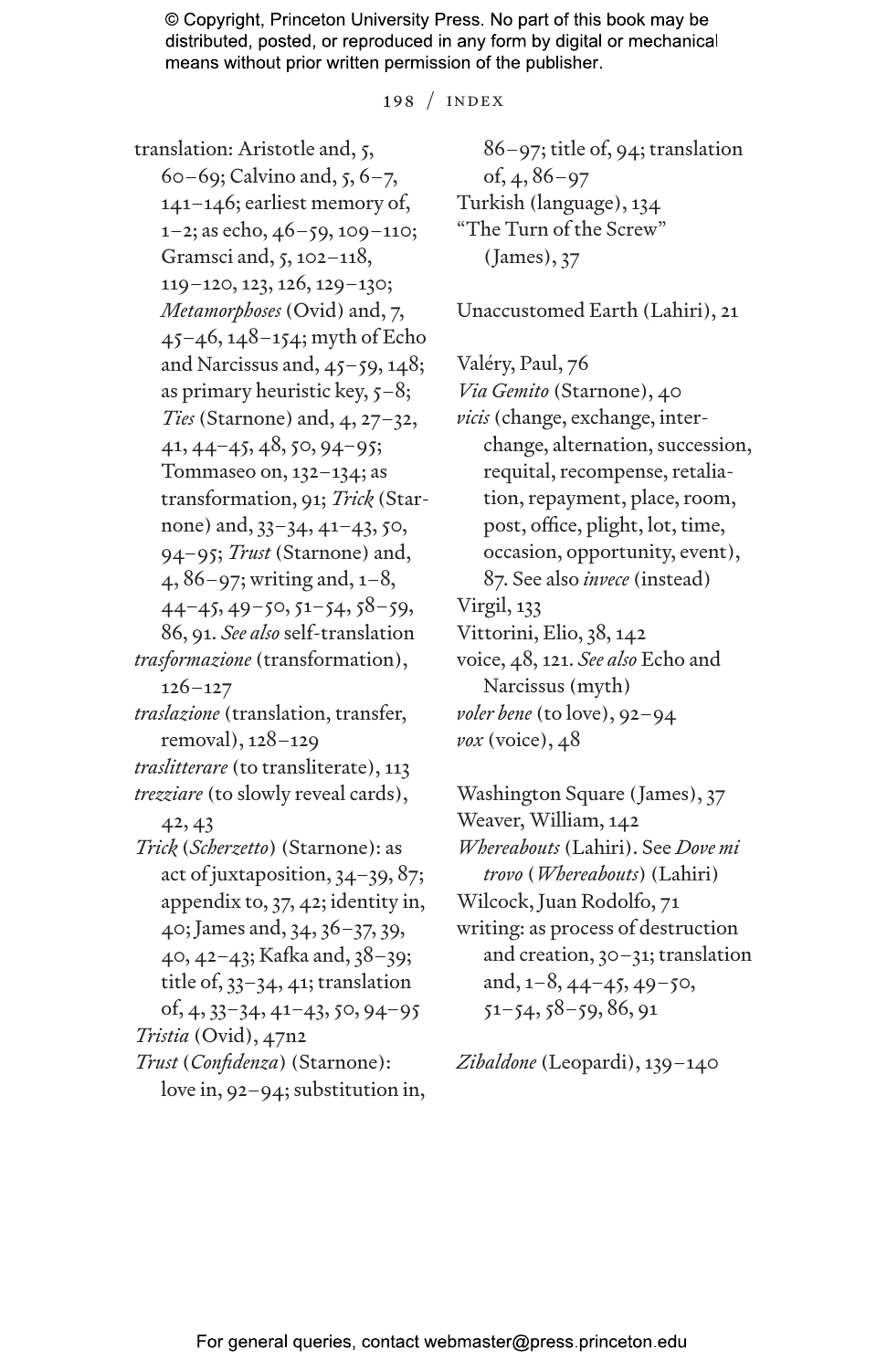translation: Aristotle and, 5, 60–69; Calvino and, 5, 6–7, 141–146; earliest memory of, 1–2; as echo, 46–59, 109–110; Gramsci and, 5, 102–118, 119–120, 123, 126, 129–130; *Metamorphoses* (Ovid) and, 7, 45–46, 148–154; myth of Echo and Narcissus and, 45–59, 148; as primary heuristic key, 5–8; *Ties* (Starnone) and, 4, 27–32, 41, 44–45, 48, 50, 94–95; Tommaseo on, 132–134; as transformation, 91; *Trick* (Starnone) and, 33–34, 41–43, 50, 94–95; *Trust* (Starnone) and, 4, 86–97; writing and, 1–8, 44–45, 49–50, 51–54, 58–59, 86, 91. *See also* self-translation

*trasformazione* (transformation), 126–127

*traslazione* (translation, transfer, removal), 128–129

*traslitterare* (to transliterate), 113

*trezziare* (to slowly reveal cards), 42, 43

*Trick* (*Scherzetto*) (Starnone): as act of juxtaposition, 34–39, 87; appendix to, 37, 42; identity in, 40; James and, 34, 36–37, 39, 40, 42–43; Kafka and, 38–39; title of, 33–34, 41; translation of, 4, 33–34, 41–43, 50, 94–95

*Tristia* (Ovid), 47n2

*Trust* (*Confidenza*) (Starnone): love in, 92–94; substitution in, 86–97; title of, 94; translation of, 4, 86–97

Turkish (language), 134

"The Turn of the Screw" (James), 37

Unaccustomed Earth (Lahiri), 21

Valéry, Paul, 76

*Via Gemito* (Starnone), 40

*vicis* (change, exchange, interchange, alternation, succession, requital, recompense, retaliation, repayment, place, room, post, office, plight, lot, time, occasion, opportunity, event), 87. See also *invece* (instead)

Virgil, 133

Vittorini, Elio, 38, 142

voice, 48, 121. *See also* Echo and Narcissus (myth)

*voler bene* (to love), 92–94

*vox* (voice), 48

Washington Square (James), 37

Weaver, William, 142

*Whereabouts* (Lahiri). See *Dove mi trovo* (*Whereabouts*) (Lahiri)

Wilcock, Juan Rodolfo, 71

writing: as process of destruction and creation, 30–31; translation and, 1–8, 44–45, 49–50, 51–54, 58–59, 86, 91

*Zibaldone* (Leopardi), 139–140